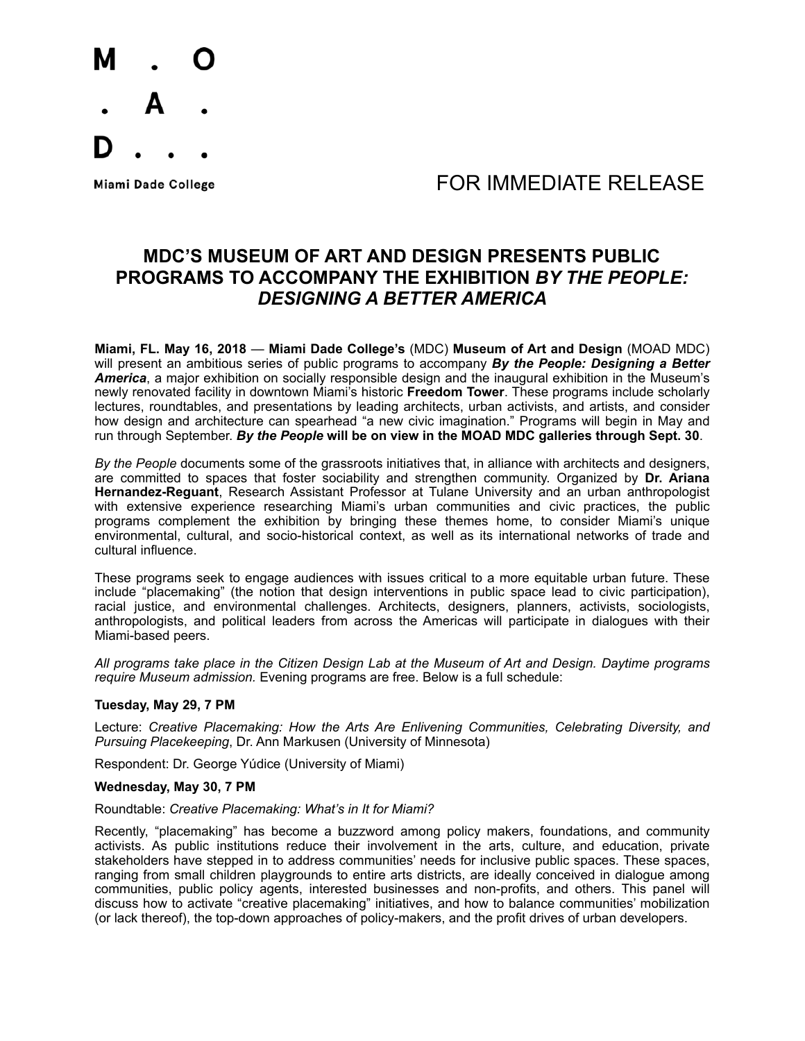M . O
. A .
D . . .

Miami Dade College

FOR IMMEDIATE RELEASE

# MDC'S MUSEUM OF ART AND DESIGN PRESENTS PUBLIC PROGRAMS TO ACCOMPANY THE EXHIBITION *BY THE PEOPLE: DESIGNING A BETTER AMERICA*

**Miami, FL. May 16, 2018** — **Miami Dade College's** (MDC) **Museum of Art and Design** (MOAD MDC) will present an ambitious series of public programs to accompany ***By the People: Designing a Better America***, a major exhibition on socially responsible design and the inaugural exhibition in the Museum's newly renovated facility in downtown Miami's historic **Freedom Tower**. These programs include scholarly lectures, roundtables, and presentations by leading architects, urban activists, and artists, and consider how design and architecture can spearhead "a new civic imagination." Programs will begin in May and run through September. ***By the People*** **will be on view in the MOAD MDC galleries through Sept. 30**.

*By the People* documents some of the grassroots initiatives that, in alliance with architects and designers, are committed to spaces that foster sociability and strengthen community. Organized by **Dr. Ariana Hernandez-Reguant**, Research Assistant Professor at Tulane University and an urban anthropologist with extensive experience researching Miami's urban communities and civic practices, the public programs complement the exhibition by bringing these themes home, to consider Miami's unique environmental, cultural, and socio-historical context, as well as its international networks of trade and cultural influence.

These programs seek to engage audiences with issues critical to a more equitable urban future. These include "placemaking" (the notion that design interventions in public space lead to civic participation), racial justice, and environmental challenges. Architects, designers, planners, activists, sociologists, anthropologists, and political leaders from across the Americas will participate in dialogues with their Miami-based peers.

*All programs take place in the Citizen Design Lab at the Museum of Art and Design. Daytime programs require Museum admission.* Evening programs are free. Below is a full schedule:

**Tuesday, May 29, 7 PM**

Lecture: *Creative Placemaking: How the Arts Are Enlivening Communities, Celebrating Diversity, and Pursuing Placekeeping*, Dr. Ann Markusen (University of Minnesota)

Respondent: Dr. George Yúdice (University of Miami)

**Wednesday, May 30, 7 PM**

Roundtable: *Creative Placemaking: What's in It for Miami?*

Recently, "placemaking" has become a buzzword among policy makers, foundations, and community activists. As public institutions reduce their involvement in the arts, culture, and education, private stakeholders have stepped in to address communities' needs for inclusive public spaces. These spaces, ranging from small children playgrounds to entire arts districts, are ideally conceived in dialogue among communities, public policy agents, interested businesses and non-profits, and others. This panel will discuss how to activate "creative placemaking" initiatives, and how to balance communities' mobilization (or lack thereof), the top-down approaches of policy-makers, and the profit drives of urban developers.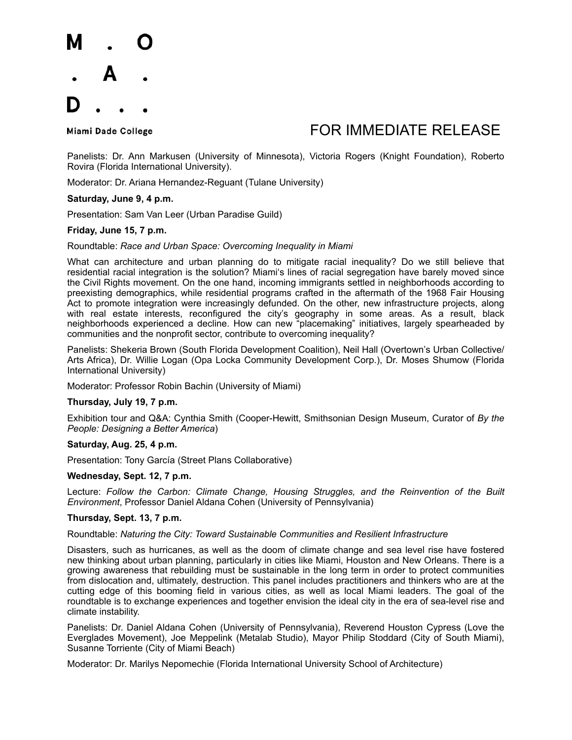Panelists: Dr. Ann Markusen (University of Minnesota), Victoria Rogers (Knight Foundation), Roberto Rovira (Florida International University).

Moderator: Dr. Ariana Hernandez-Reguant (Tulane University)

**Saturday, June 9, 4 p.m.**

Presentation: Sam Van Leer (Urban Paradise Guild)

**Friday, June 15, 7 p.m.**

Roundtable: *Race and Urban Space: Overcoming Inequality in Miami*

What can architecture and urban planning do to mitigate racial inequality? Do we still believe that residential racial integration is the solution? Miami's lines of racial segregation have barely moved since the Civil Rights movement. On the one hand, incoming immigrants settled in neighborhoods according to preexisting demographics, while residential programs crafted in the aftermath of the 1968 Fair Housing Act to promote integration were increasingly defunded. On the other, new infrastructure projects, along with real estate interests, reconfigured the city's geography in some areas. As a result, black neighborhoods experienced a decline. How can new "placemaking" initiatives, largely spearheaded by communities and the nonprofit sector, contribute to overcoming inequality?

Panelists: Shekeria Brown (South Florida Development Coalition), Neil Hall (Overtown's Urban Collective/ Arts Africa), Dr. Willie Logan (Opa Locka Community Development Corp.), Dr. Moses Shumow (Florida International University)

Moderator: Professor Robin Bachin (University of Miami)

**Thursday, July 19, 7 p.m.**

Exhibition tour and Q&A: Cynthia Smith (Cooper-Hewitt, Smithsonian Design Museum, Curator of *By the People: Designing a Better America*)

**Saturday, Aug. 25, 4 p.m.**

Presentation: Tony García (Street Plans Collaborative)

**Wednesday, Sept. 12, 7 p.m.**

Lecture: *Follow the Carbon: Climate Change, Housing Struggles, and the Reinvention of the Built Environment*, Professor Daniel Aldana Cohen (University of Pennsylvania)

**Thursday, Sept. 13, 7 p.m.**

Roundtable: *Naturing the City: Toward Sustainable Communities and Resilient Infrastructure*

Disasters, such as hurricanes, as well as the doom of climate change and sea level rise have fostered new thinking about urban planning, particularly in cities like Miami, Houston and New Orleans. There is a growing awareness that rebuilding must be sustainable in the long term in order to protect communities from dislocation and, ultimately, destruction. This panel includes practitioners and thinkers who are at the cutting edge of this booming field in various cities, as well as local Miami leaders. The goal of the roundtable is to exchange experiences and together envision the ideal city in the era of sea-level rise and climate instability.

Panelists: Dr. Daniel Aldana Cohen (University of Pennsylvania), Reverend Houston Cypress (Love the Everglades Movement), Joe Meppelink (Metalab Studio), Mayor Philip Stoddard (City of South Miami), Susanne Torriente (City of Miami Beach)

Moderator: Dr. Marilys Nepomechie (Florida International University School of Architecture)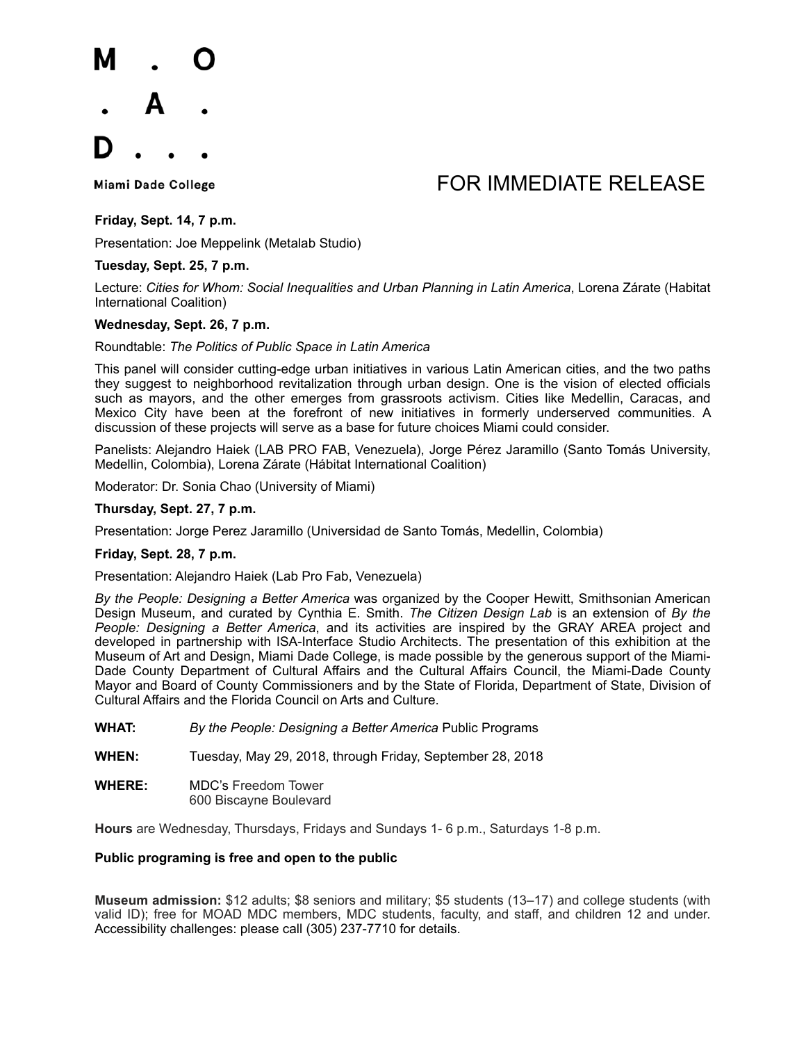M . O
. A .
D . . .

Miami Dade College

FOR IMMEDIATE RELEASE

**Friday, Sept. 14, 7 p.m.**

Presentation: Joe Meppelink (Metalab Studio)

**Tuesday, Sept. 25, 7 p.m.**

Lecture: *Cities for Whom: Social Inequalities and Urban Planning in Latin America*, Lorena Zárate (Habitat International Coalition)

**Wednesday, Sept. 26, 7 p.m.**

Roundtable: *The Politics of Public Space in Latin America*

This panel will consider cutting-edge urban initiatives in various Latin American cities, and the two paths they suggest to neighborhood revitalization through urban design. One is the vision of elected officials such as mayors, and the other emerges from grassroots activism. Cities like Medellin, Caracas, and Mexico City have been at the forefront of new initiatives in formerly underserved communities. A discussion of these projects will serve as a base for future choices Miami could consider.

Panelists: Alejandro Haiek (LAB PRO FAB, Venezuela), Jorge Pérez Jaramillo (Santo Tomás University, Medellin, Colombia), Lorena Zárate (Hábitat International Coalition)

Moderator: Dr. Sonia Chao (University of Miami)

**Thursday, Sept. 27, 7 p.m.**

Presentation: Jorge Perez Jaramillo (Universidad de Santo Tomás, Medellin, Colombia)

**Friday, Sept. 28, 7 p.m.**

Presentation: Alejandro Haiek (Lab Pro Fab, Venezuela)

*By the People: Designing a Better America* was organized by the Cooper Hewitt, Smithsonian American Design Museum, and curated by Cynthia E. Smith. *The Citizen Design Lab* is an extension of *By the People: Designing a Better America*, and its activities are inspired by the GRAY AREA project and developed in partnership with ISA-Interface Studio Architects. The presentation of this exhibition at the Museum of Art and Design, Miami Dade College, is made possible by the generous support of the Miami-Dade County Department of Cultural Affairs and the Cultural Affairs Council, the Miami-Dade County Mayor and Board of County Commissioners and by the State of Florida, Department of State, Division of Cultural Affairs and the Florida Council on Arts and Culture.

**WHAT:** *By the People: Designing a Better America* Public Programs

**WHEN:** Tuesday, May 29, 2018, through Friday, September 28, 2018

**WHERE:** MDC's Freedom Tower
600 Biscayne Boulevard

**Hours** are Wednesday, Thursdays, Fridays and Sundays 1- 6 p.m., Saturdays 1-8 p.m.

**Public programing is free and open to the public**

**Museum admission:** $12 adults; $8 seniors and military; $5 students (13–17) and college students (with valid ID); free for MOAD MDC members, MDC students, faculty, and staff, and children 12 and under. Accessibility challenges: please call (305) 237-7710 for details.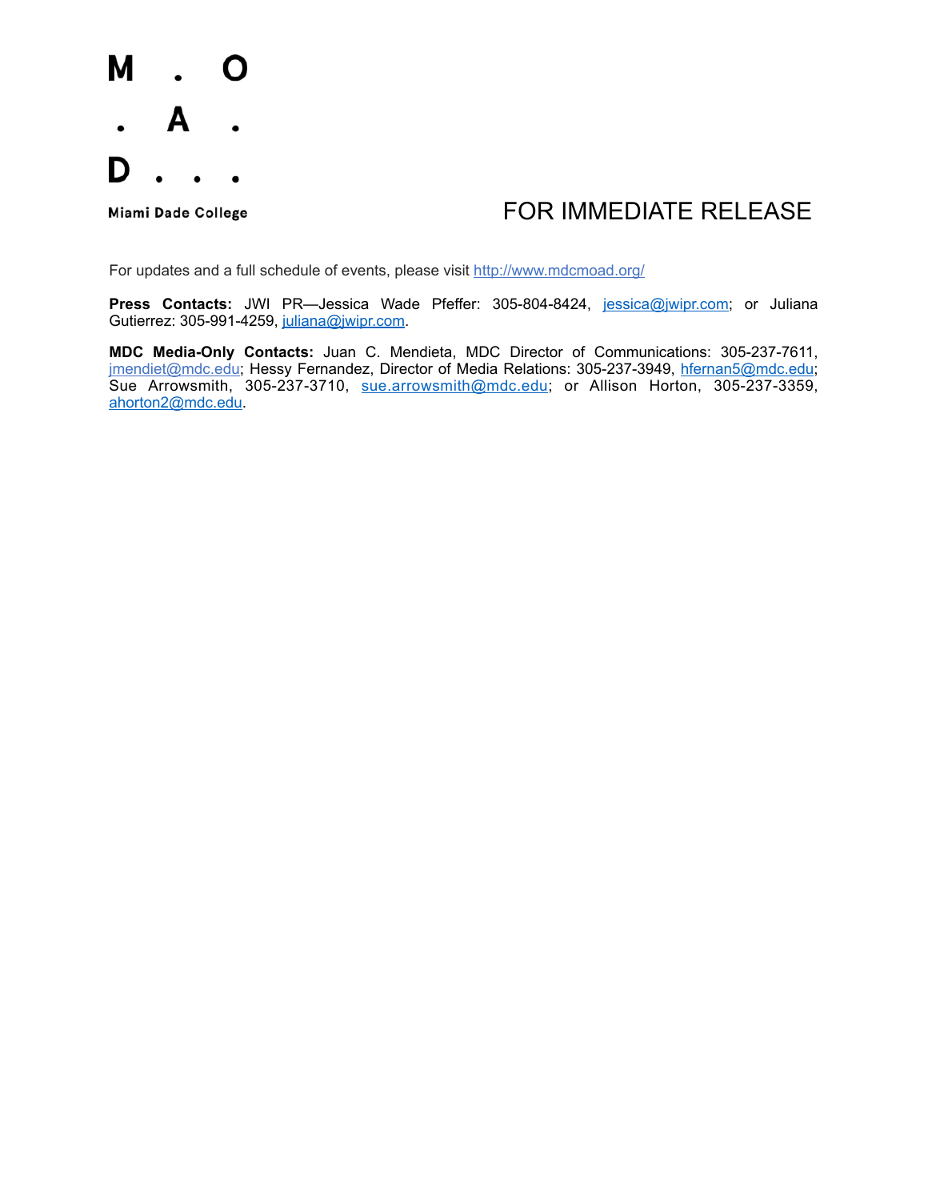M . O

. A .

D . . .

Miami Dade College

FOR IMMEDIATE RELEASE

For updates and a full schedule of events, please visit http://www.mdcmoad.org/

**Press Contacts:** JWI PR—Jessica Wade Pfeffer: 305-804-8424, jessica@jwipr.com; or Juliana Gutierrez: 305-991-4259, juliana@jwipr.com.

**MDC Media-Only Contacts:** Juan C. Mendieta, MDC Director of Communications: 305-237-7611, jmendiet@mdc.edu; Hessy Fernandez, Director of Media Relations: 305-237-3949, hfernan5@mdc.edu; Sue Arrowsmith, 305-237-3710, sue.arrowsmith@mdc.edu; or Allison Horton, 305-237-3359, ahorton2@mdc.edu.